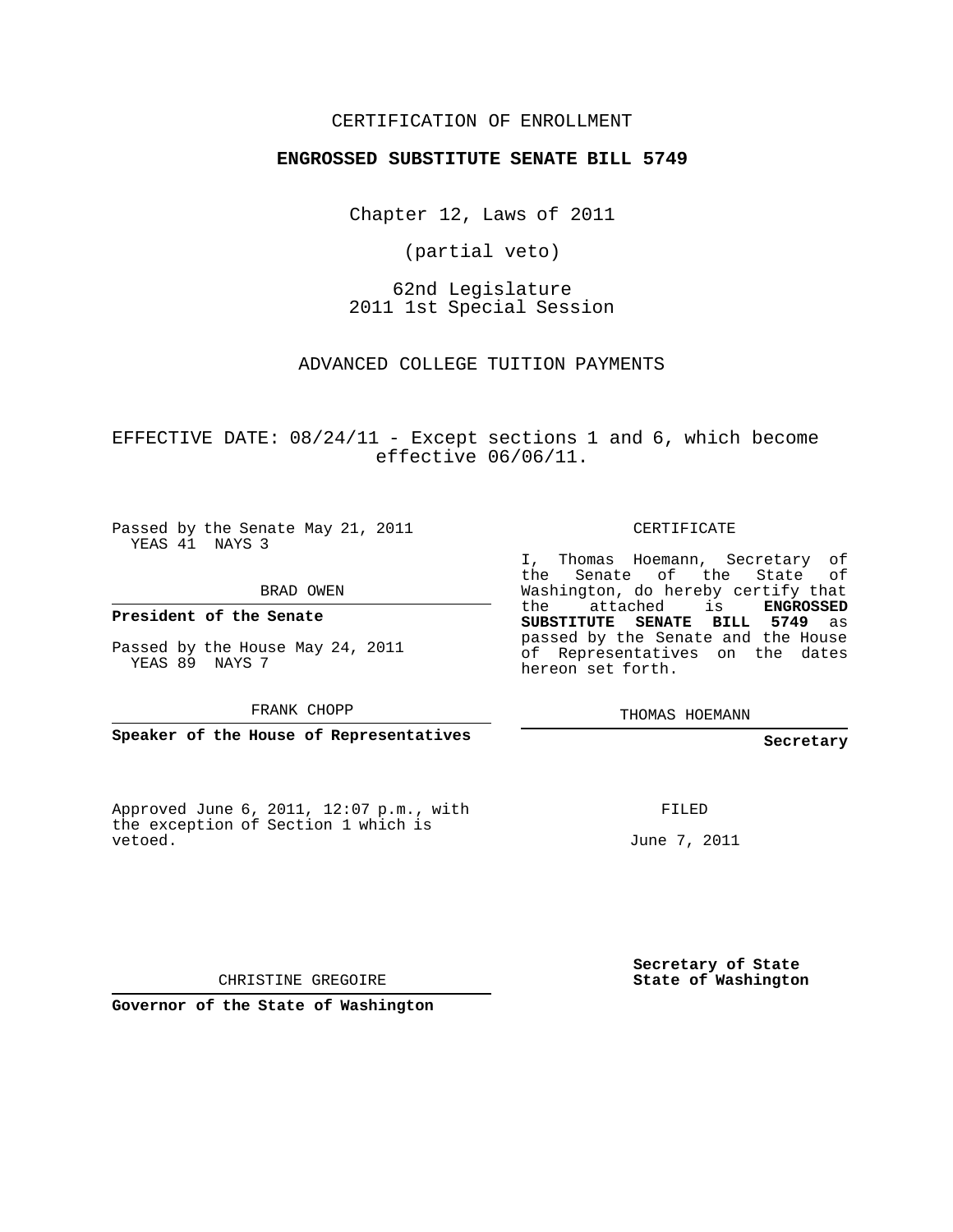CERTIFICATION OF ENROLLMENT

**ENGROSSED SUBSTITUTE SENATE BILL 5749**

Chapter 12, Laws of 2011

(partial veto)

62nd Legislature
2011 1st Special Session

ADVANCED COLLEGE TUITION PAYMENTS

EFFECTIVE DATE: 08/24/11 - Except sections 1 and 6, which become effective 06/06/11.

Passed by the Senate May 21, 2011
YEAS 41 NAYS 3

BRAD OWEN

**President of the Senate**

Passed by the House May 24, 2011
YEAS 89 NAYS 7

FRANK CHOPP

**Speaker of the House of Representatives**

CERTIFICATE

I, Thomas Hoemann, Secretary of the Senate of the State of Washington, do hereby certify that the attached is **ENGROSSED SUBSTITUTE SENATE BILL 5749** as passed by the Senate and the House of Representatives on the dates hereon set forth.

THOMAS HOEMANN

**Secretary**

Approved June 6, 2011, 12:07 p.m., with the exception of Section 1 which is vetoed.

FILED

June 7, 2011

CHRISTINE GREGOIRE

**Governor of the State of Washington**

**Secretary of State**
**State of Washington**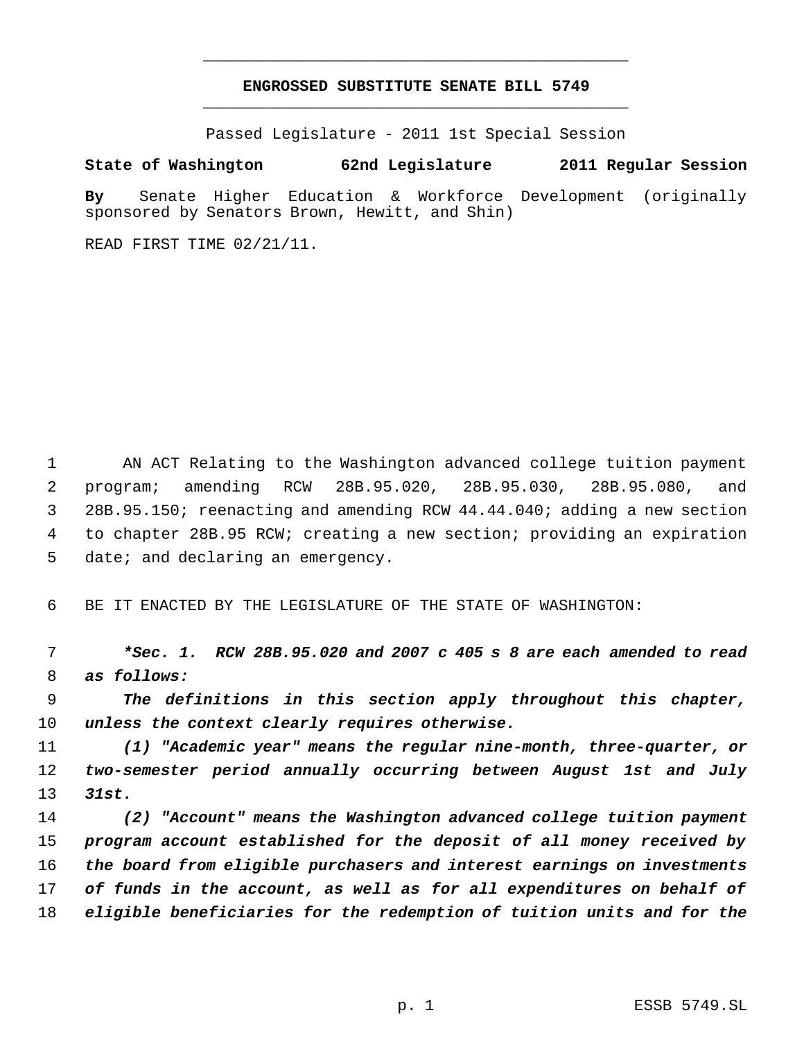**ENGROSSED SUBSTITUTE SENATE BILL 5749**

Passed Legislature - 2011 1st Special Session

**State of Washington 62nd Legislature 2011 Regular Session**

**By** Senate Higher Education & Workforce Development (originally sponsored by Senators Brown, Hewitt, and Shin)

READ FIRST TIME 02/21/11.

AN ACT Relating to the Washington advanced college tuition payment program; amending RCW 28B.95.020, 28B.95.030, 28B.95.080, and 28B.95.150; reenacting and amending RCW 44.44.040; adding a new section to chapter 28B.95 RCW; creating a new section; providing an expiration date; and declaring an emergency.

BE IT ENACTED BY THE LEGISLATURE OF THE STATE OF WASHINGTON:

***Sec. 1. RCW 28B.95.020 and 2007 c 405 s 8 are each amended to read as follows:***

***The definitions in this section apply throughout this chapter, unless the context clearly requires otherwise.***

***(1) "Academic year" means the regular nine-month, three-quarter, or two-semester period annually occurring between August 1st and July 31st.***

***(2) "Account" means the Washington advanced college tuition payment program account established for the deposit of all money received by the board from eligible purchasers and interest earnings on investments of funds in the account, as well as for all expenditures on behalf of eligible beneficiaries for the redemption of tuition units and for the***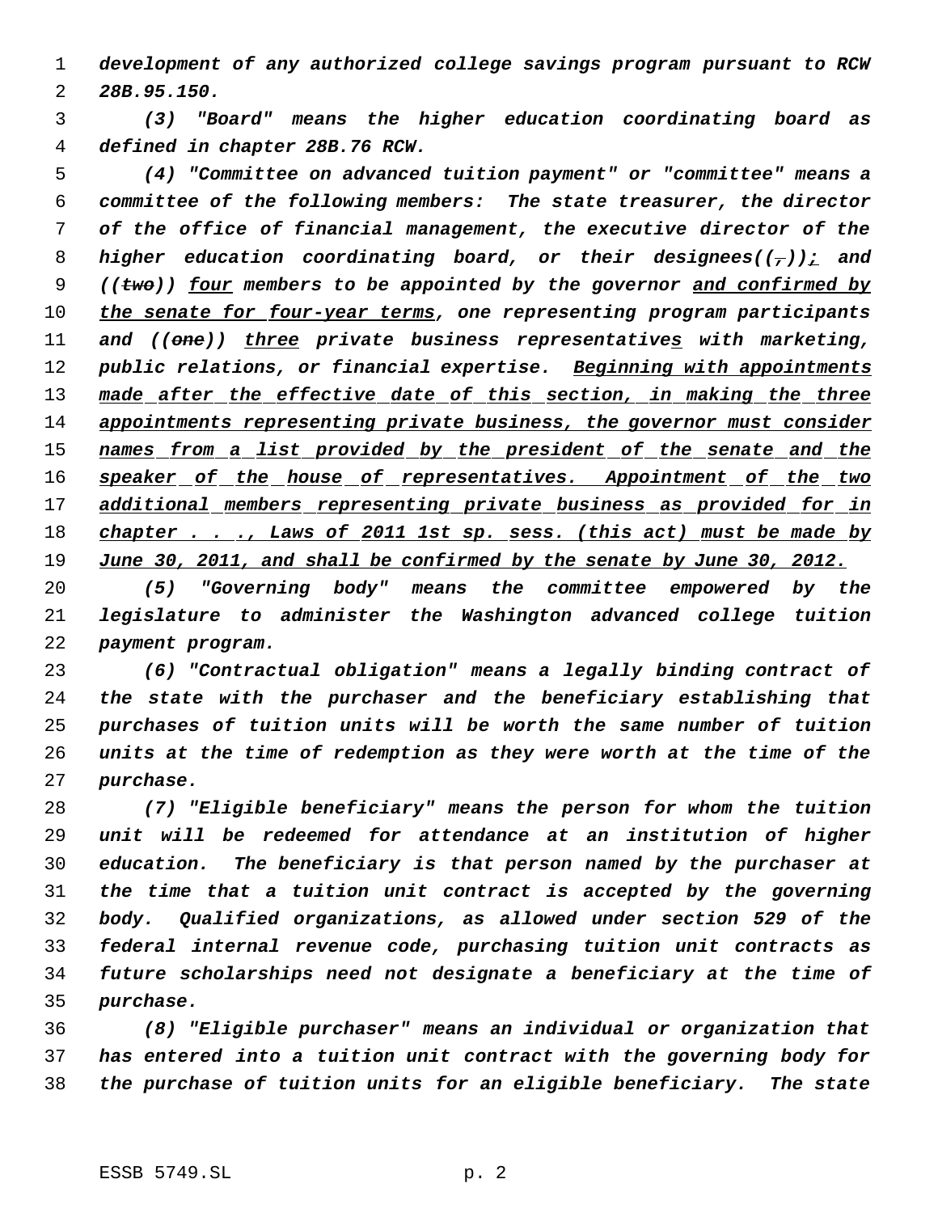*development of any authorized college savings program pursuant to RCW 28B.95.150.*

*(3) "Board" means the higher education coordinating board as defined in chapter 28B.76 RCW.*

*(4) "Committee on advanced tuition payment" or "committee" means a committee of the following members: The state treasurer, the director of the office of financial management, the executive director of the higher education coordinating board, or their designees((~~,~~))<u>;</u> and ((~~two~~)) <u>four</u> members to be appointed by the governor <u>and confirmed by the senate for four-year terms</u>, one representing program participants and ((~~one~~)) <u>three</u> private business representative<u>s</u> with marketing, public relations, or financial expertise. <u>Beginning with appointments made after the effective date of this section, in making the three appointments representing private business, the governor must consider names from a list provided by the president of the senate and the speaker of the house of representatives. Appointment of the two additional members representing private business as provided for in chapter . . ., Laws of 2011 1st sp. sess. (this act) must be made by June 30, 2011, and shall be confirmed by the senate by June 30, 2012.</u>*

*(5) "Governing body" means the committee empowered by the legislature to administer the Washington advanced college tuition payment program.*

*(6) "Contractual obligation" means a legally binding contract of the state with the purchaser and the beneficiary establishing that purchases of tuition units will be worth the same number of tuition units at the time of redemption as they were worth at the time of the purchase.*

*(7) "Eligible beneficiary" means the person for whom the tuition unit will be redeemed for attendance at an institution of higher education. The beneficiary is that person named by the purchaser at the time that a tuition unit contract is accepted by the governing body. Qualified organizations, as allowed under section 529 of the federal internal revenue code, purchasing tuition unit contracts as future scholarships need not designate a beneficiary at the time of purchase.*

*(8) "Eligible purchaser" means an individual or organization that has entered into a tuition unit contract with the governing body for the purchase of tuition units for an eligible beneficiary. The state*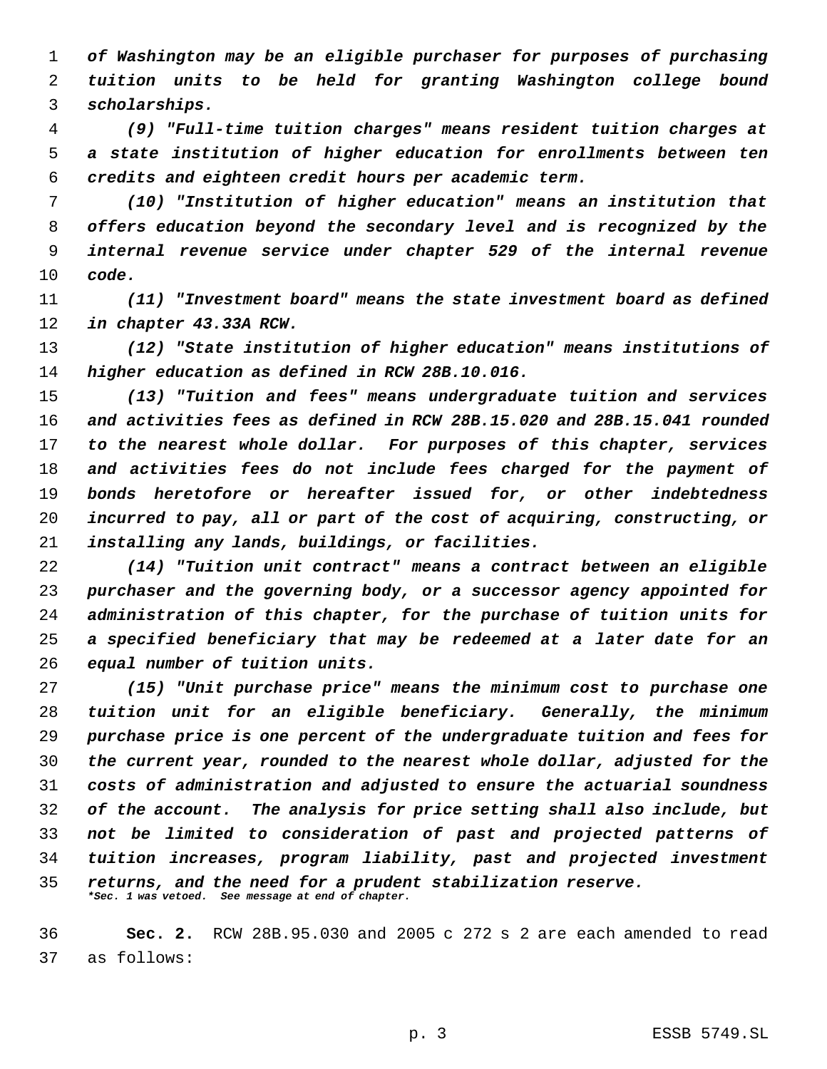*of Washington may be an eligible purchaser for purposes of purchasing tuition units to be held for granting Washington college bound scholarships.*

*(9) "Full-time tuition charges" means resident tuition charges at a state institution of higher education for enrollments between ten credits and eighteen credit hours per academic term.*

*(10) "Institution of higher education" means an institution that offers education beyond the secondary level and is recognized by the internal revenue service under chapter 529 of the internal revenue code.*

*(11) "Investment board" means the state investment board as defined in chapter 43.33A RCW.*

*(12) "State institution of higher education" means institutions of higher education as defined in RCW 28B.10.016.*

*(13) "Tuition and fees" means undergraduate tuition and services and activities fees as defined in RCW 28B.15.020 and 28B.15.041 rounded to the nearest whole dollar. For purposes of this chapter, services and activities fees do not include fees charged for the payment of bonds heretofore or hereafter issued for, or other indebtedness incurred to pay, all or part of the cost of acquiring, constructing, or installing any lands, buildings, or facilities.*

*(14) "Tuition unit contract" means a contract between an eligible purchaser and the governing body, or a successor agency appointed for administration of this chapter, for the purchase of tuition units for a specified beneficiary that may be redeemed at a later date for an equal number of tuition units.*

*(15) "Unit purchase price" means the minimum cost to purchase one tuition unit for an eligible beneficiary. Generally, the minimum purchase price is one percent of the undergraduate tuition and fees for the current year, rounded to the nearest whole dollar, adjusted for the costs of administration and adjusted to ensure the actuarial soundness of the account. The analysis for price setting shall also include, but not be limited to consideration of past and projected patterns of tuition increases, program liability, past and projected investment returns, and the need for a prudent stabilization reserve.*

***Sec. 1 was vetoed. See message at end of chapter.***

**Sec. 2.** RCW 28B.95.030 and 2005 c 272 s 2 are each amended to read as follows: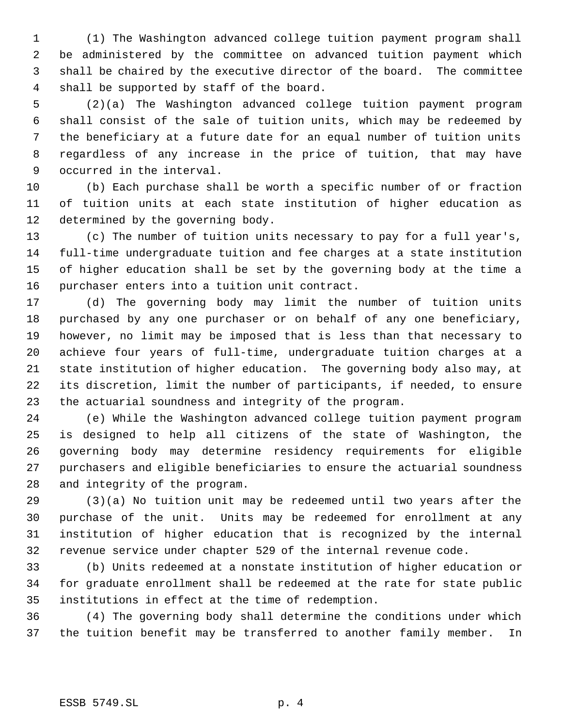(1) The Washington advanced college tuition payment program shall be administered by the committee on advanced tuition payment which shall be chaired by the executive director of the board. The committee shall be supported by staff of the board.

(2)(a) The Washington advanced college tuition payment program shall consist of the sale of tuition units, which may be redeemed by the beneficiary at a future date for an equal number of tuition units regardless of any increase in the price of tuition, that may have occurred in the interval.

(b) Each purchase shall be worth a specific number of or fraction of tuition units at each state institution of higher education as determined by the governing body.

(c) The number of tuition units necessary to pay for a full year's, full-time undergraduate tuition and fee charges at a state institution of higher education shall be set by the governing body at the time a purchaser enters into a tuition unit contract.

(d) The governing body may limit the number of tuition units purchased by any one purchaser or on behalf of any one beneficiary, however, no limit may be imposed that is less than that necessary to achieve four years of full-time, undergraduate tuition charges at a state institution of higher education. The governing body also may, at its discretion, limit the number of participants, if needed, to ensure the actuarial soundness and integrity of the program.

(e) While the Washington advanced college tuition payment program is designed to help all citizens of the state of Washington, the governing body may determine residency requirements for eligible purchasers and eligible beneficiaries to ensure the actuarial soundness and integrity of the program.

(3)(a) No tuition unit may be redeemed until two years after the purchase of the unit. Units may be redeemed for enrollment at any institution of higher education that is recognized by the internal revenue service under chapter 529 of the internal revenue code.

(b) Units redeemed at a nonstate institution of higher education or for graduate enrollment shall be redeemed at the rate for state public institutions in effect at the time of redemption.

(4) The governing body shall determine the conditions under which the tuition benefit may be transferred to another family member. In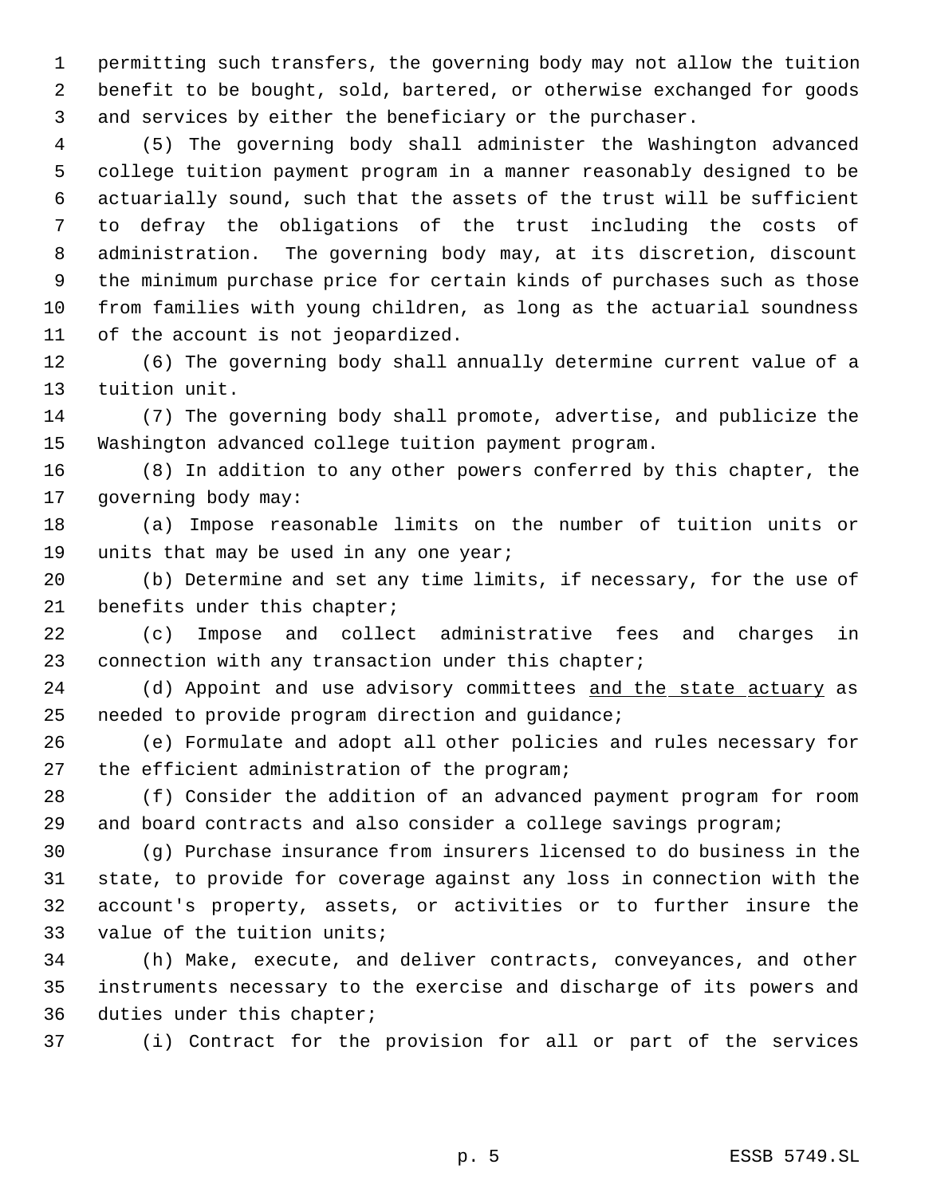permitting such transfers, the governing body may not allow the tuition benefit to be bought, sold, bartered, or otherwise exchanged for goods and services by either the beneficiary or the purchaser.

(5) The governing body shall administer the Washington advanced college tuition payment program in a manner reasonably designed to be actuarially sound, such that the assets of the trust will be sufficient to defray the obligations of the trust including the costs of administration. The governing body may, at its discretion, discount the minimum purchase price for certain kinds of purchases such as those from families with young children, as long as the actuarial soundness of the account is not jeopardized.

(6) The governing body shall annually determine current value of a tuition unit.

(7) The governing body shall promote, advertise, and publicize the Washington advanced college tuition payment program.

(8) In addition to any other powers conferred by this chapter, the governing body may:

(a) Impose reasonable limits on the number of tuition units or units that may be used in any one year;

(b) Determine and set any time limits, if necessary, for the use of benefits under this chapter;

(c) Impose and collect administrative fees and charges in connection with any transaction under this chapter;

(d) Appoint and use advisory committees <u>and the state actuary</u> as needed to provide program direction and guidance;

(e) Formulate and adopt all other policies and rules necessary for the efficient administration of the program;

(f) Consider the addition of an advanced payment program for room and board contracts and also consider a college savings program;

(g) Purchase insurance from insurers licensed to do business in the state, to provide for coverage against any loss in connection with the account's property, assets, or activities or to further insure the value of the tuition units;

(h) Make, execute, and deliver contracts, conveyances, and other instruments necessary to the exercise and discharge of its powers and duties under this chapter;

(i) Contract for the provision for all or part of the services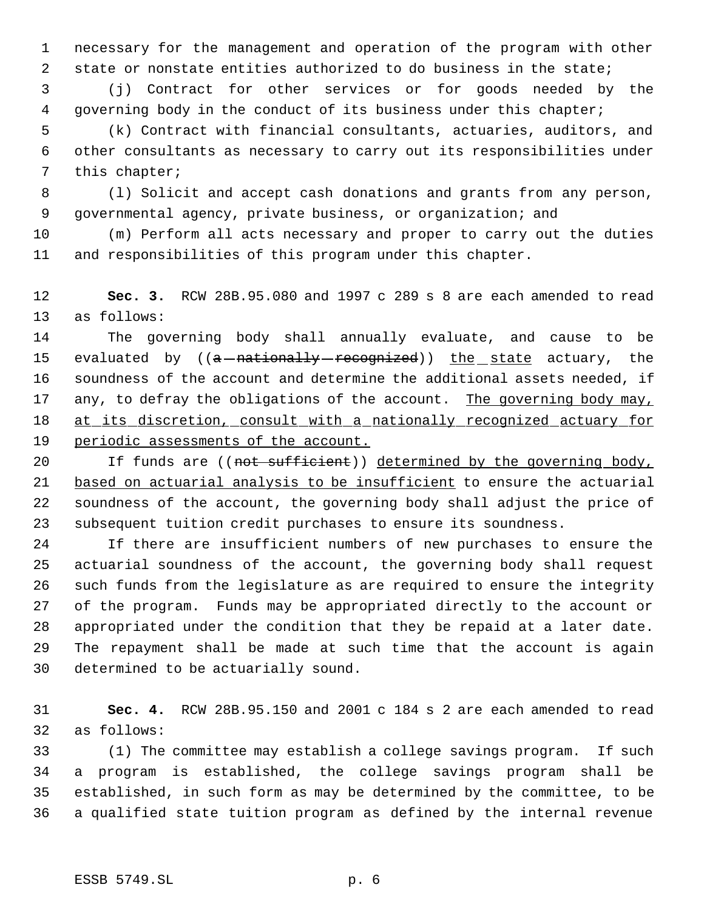necessary for the management and operation of the program with other state or nonstate entities authorized to do business in the state;

(j) Contract for other services or for goods needed by the governing body in the conduct of its business under this chapter;

(k) Contract with financial consultants, actuaries, auditors, and other consultants as necessary to carry out its responsibilities under this chapter;

(l) Solicit and accept cash donations and grants from any person, governmental agency, private business, or organization; and

(m) Perform all acts necessary and proper to carry out the duties and responsibilities of this program under this chapter.

**Sec. 3.** RCW 28B.95.080 and 1997 c 289 s 8 are each amended to read as follows:

The governing body shall annually evaluate, and cause to be evaluated by ((~~a nationally recognized~~)) the state actuary, the soundness of the account and determine the additional assets needed, if any, to defray the obligations of the account. The governing body may, at its discretion, consult with a nationally recognized actuary for periodic assessments of the account.

If funds are ((~~not sufficient~~)) determined by the governing body, based on actuarial analysis to be insufficient to ensure the actuarial soundness of the account, the governing body shall adjust the price of subsequent tuition credit purchases to ensure its soundness.

If there are insufficient numbers of new purchases to ensure the actuarial soundness of the account, the governing body shall request such funds from the legislature as are required to ensure the integrity of the program. Funds may be appropriated directly to the account or appropriated under the condition that they be repaid at a later date. The repayment shall be made at such time that the account is again determined to be actuarially sound.

**Sec. 4.** RCW 28B.95.150 and 2001 c 184 s 2 are each amended to read as follows:

(1) The committee may establish a college savings program. If such a program is established, the college savings program shall be established, in such form as may be determined by the committee, to be a qualified state tuition program as defined by the internal revenue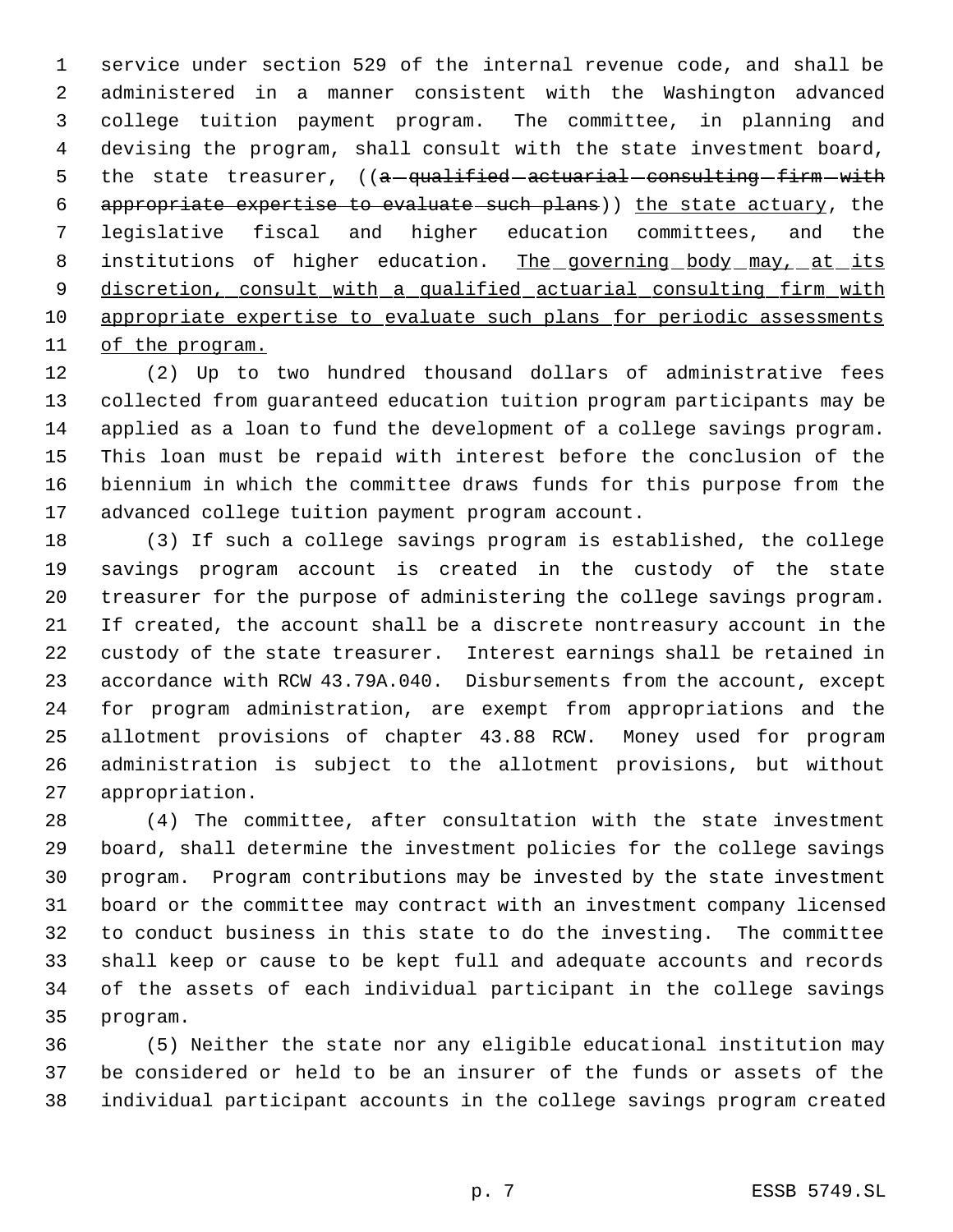service under section 529 of the internal revenue code, and shall be administered in a manner consistent with the Washington advanced college tuition payment program. The committee, in planning and devising the program, shall consult with the state investment board, the state treasurer, ((~~a qualified actuarial consulting firm with appropriate expertise to evaluate such plans~~)) <u>the state actuary</u>, the legislative fiscal and higher education committees, and the institutions of higher education. <u>The governing body may, at its discretion, consult with a qualified actuarial consulting firm with appropriate expertise to evaluate such plans for periodic assessments of the program.</u>

(2) Up to two hundred thousand dollars of administrative fees collected from guaranteed education tuition program participants may be applied as a loan to fund the development of a college savings program. This loan must be repaid with interest before the conclusion of the biennium in which the committee draws funds for this purpose from the advanced college tuition payment program account.

(3) If such a college savings program is established, the college savings program account is created in the custody of the state treasurer for the purpose of administering the college savings program. If created, the account shall be a discrete nontreasury account in the custody of the state treasurer. Interest earnings shall be retained in accordance with RCW 43.79A.040. Disbursements from the account, except for program administration, are exempt from appropriations and the allotment provisions of chapter 43.88 RCW. Money used for program administration is subject to the allotment provisions, but without appropriation.

(4) The committee, after consultation with the state investment board, shall determine the investment policies for the college savings program. Program contributions may be invested by the state investment board or the committee may contract with an investment company licensed to conduct business in this state to do the investing. The committee shall keep or cause to be kept full and adequate accounts and records of the assets of each individual participant in the college savings program.

(5) Neither the state nor any eligible educational institution may be considered or held to be an insurer of the funds or assets of the individual participant accounts in the college savings program created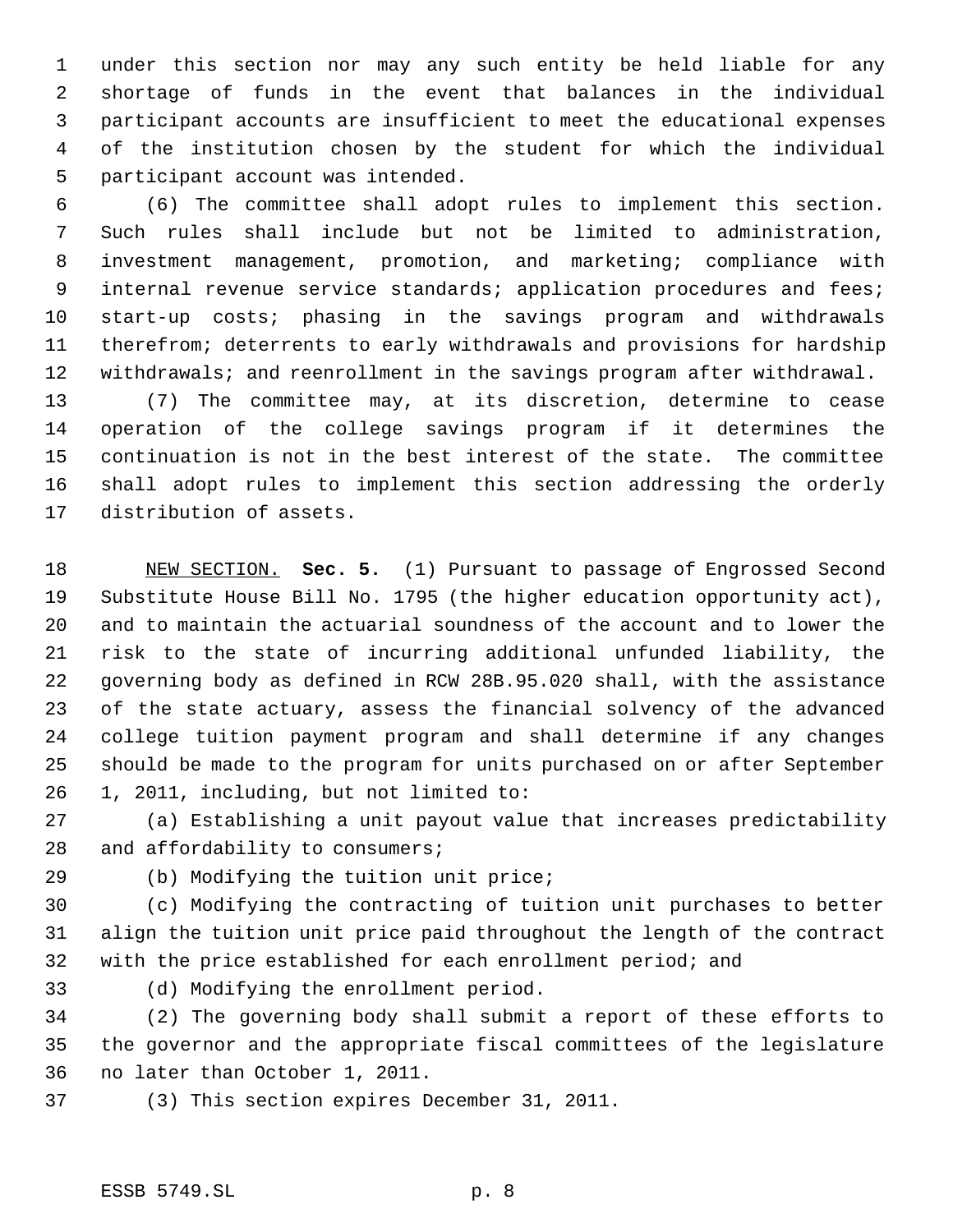under this section nor may any such entity be held liable for any shortage of funds in the event that balances in the individual participant accounts are insufficient to meet the educational expenses of the institution chosen by the student for which the individual participant account was intended.

(6) The committee shall adopt rules to implement this section. Such rules shall include but not be limited to administration, investment management, promotion, and marketing; compliance with internal revenue service standards; application procedures and fees; start-up costs; phasing in the savings program and withdrawals therefrom; deterrents to early withdrawals and provisions for hardship withdrawals; and reenrollment in the savings program after withdrawal.

(7) The committee may, at its discretion, determine to cease operation of the college savings program if it determines the continuation is not in the best interest of the state. The committee shall adopt rules to implement this section addressing the orderly distribution of assets.

NEW SECTION. **Sec. 5.** (1) Pursuant to passage of Engrossed Second Substitute House Bill No. 1795 (the higher education opportunity act), and to maintain the actuarial soundness of the account and to lower the risk to the state of incurring additional unfunded liability, the governing body as defined in RCW 28B.95.020 shall, with the assistance of the state actuary, assess the financial solvency of the advanced college tuition payment program and shall determine if any changes should be made to the program for units purchased on or after September 1, 2011, including, but not limited to:

(a) Establishing a unit payout value that increases predictability and affordability to consumers;

(b) Modifying the tuition unit price;

(c) Modifying the contracting of tuition unit purchases to better align the tuition unit price paid throughout the length of the contract with the price established for each enrollment period; and

(d) Modifying the enrollment period.

(2) The governing body shall submit a report of these efforts to the governor and the appropriate fiscal committees of the legislature no later than October 1, 2011.

(3) This section expires December 31, 2011.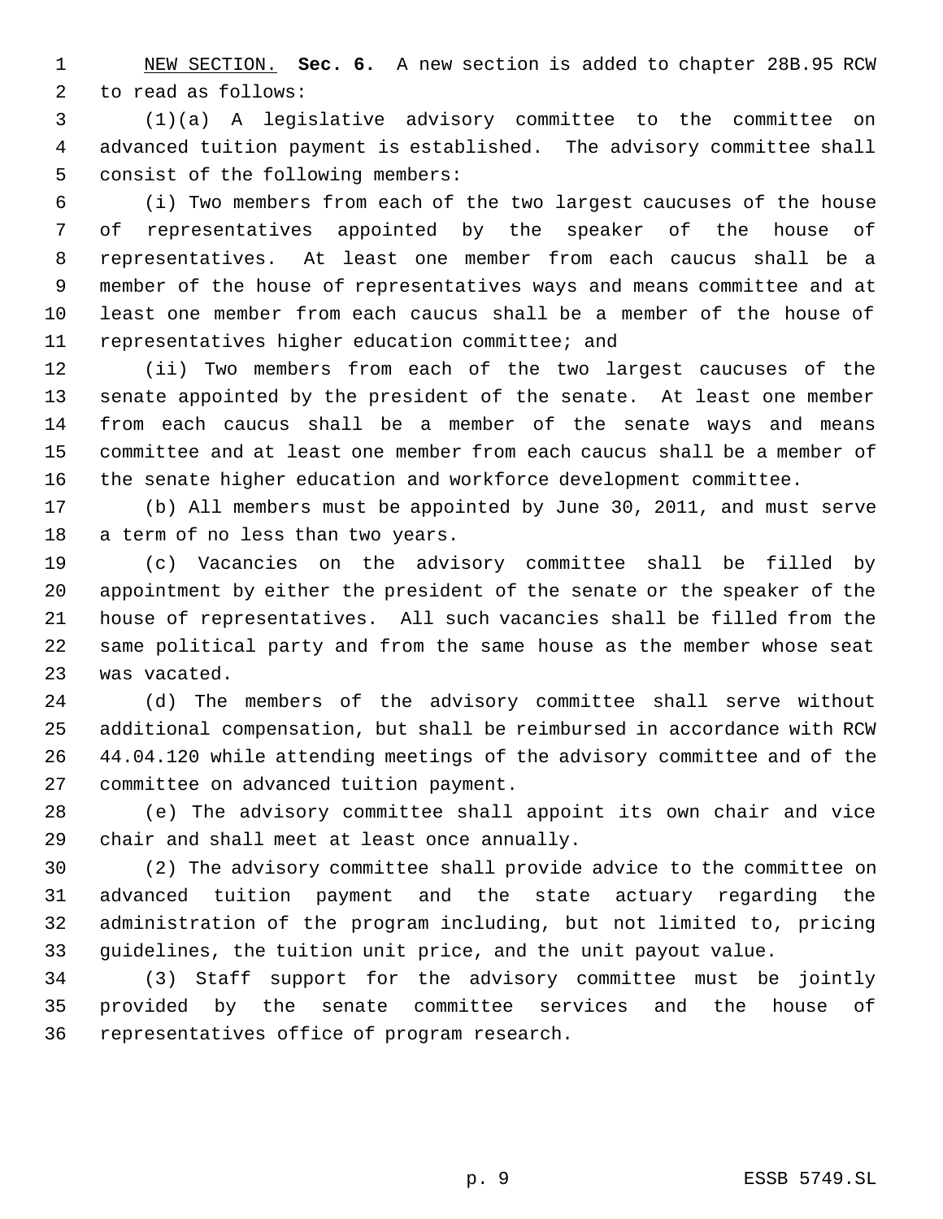NEW SECTION. **Sec. 6.** A new section is added to chapter 28B.95 RCW to read as follows:

(1)(a) A legislative advisory committee to the committee on advanced tuition payment is established. The advisory committee shall consist of the following members:

(i) Two members from each of the two largest caucuses of the house of representatives appointed by the speaker of the house of representatives. At least one member from each caucus shall be a member of the house of representatives ways and means committee and at least one member from each caucus shall be a member of the house of representatives higher education committee; and

(ii) Two members from each of the two largest caucuses of the senate appointed by the president of the senate. At least one member from each caucus shall be a member of the senate ways and means committee and at least one member from each caucus shall be a member of the senate higher education and workforce development committee.

(b) All members must be appointed by June 30, 2011, and must serve a term of no less than two years.

(c) Vacancies on the advisory committee shall be filled by appointment by either the president of the senate or the speaker of the house of representatives. All such vacancies shall be filled from the same political party and from the same house as the member whose seat was vacated.

(d) The members of the advisory committee shall serve without additional compensation, but shall be reimbursed in accordance with RCW 44.04.120 while attending meetings of the advisory committee and of the committee on advanced tuition payment.

(e) The advisory committee shall appoint its own chair and vice chair and shall meet at least once annually.

(2) The advisory committee shall provide advice to the committee on advanced tuition payment and the state actuary regarding the administration of the program including, but not limited to, pricing guidelines, the tuition unit price, and the unit payout value.

(3) Staff support for the advisory committee must be jointly provided by the senate committee services and the house of representatives office of program research.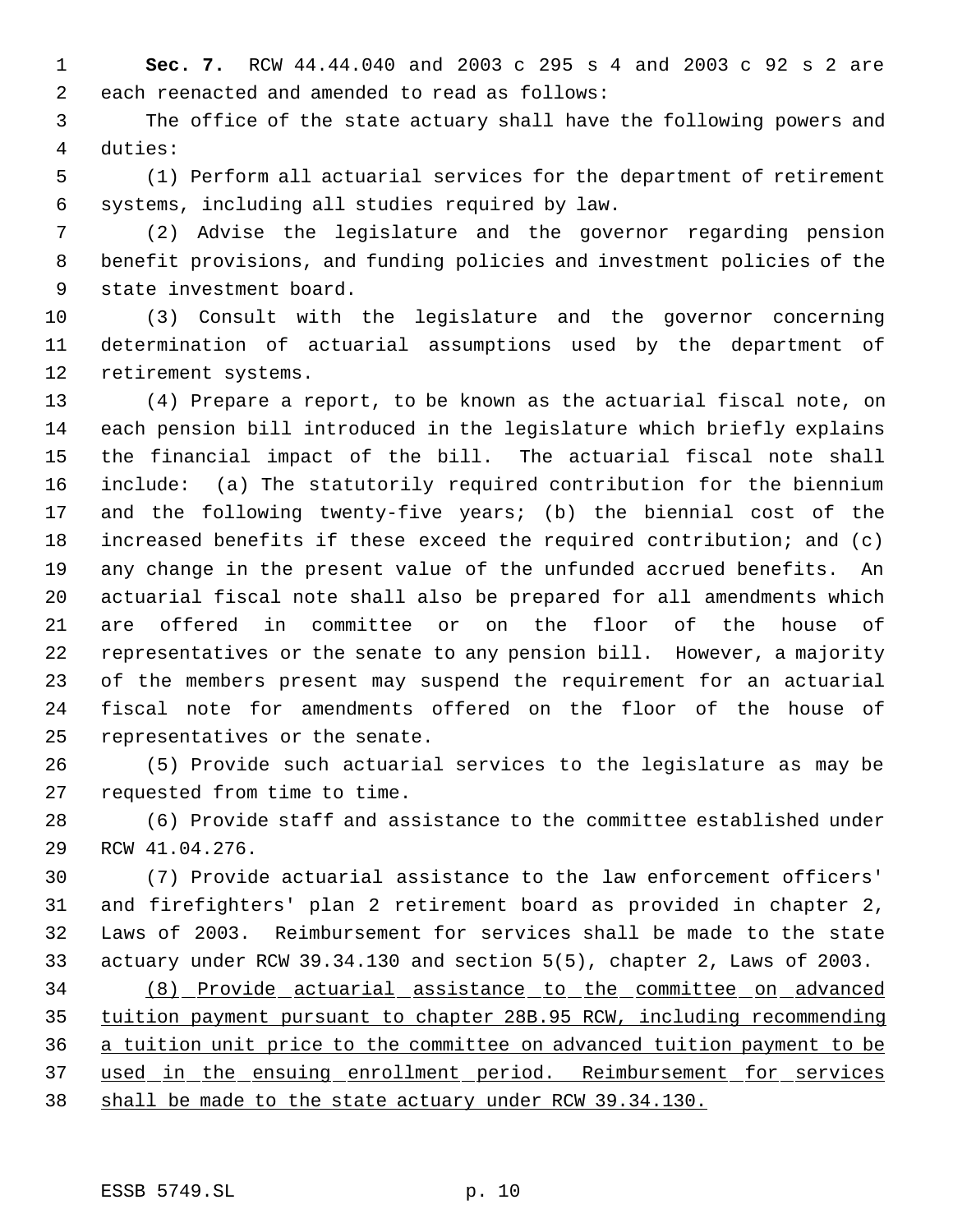**Sec. 7.** RCW 44.44.040 and 2003 c 295 s 4 and 2003 c 92 s 2 are each reenacted and amended to read as follows:

The office of the state actuary shall have the following powers and duties:

(1) Perform all actuarial services for the department of retirement systems, including all studies required by law.

(2) Advise the legislature and the governor regarding pension benefit provisions, and funding policies and investment policies of the state investment board.

(3) Consult with the legislature and the governor concerning determination of actuarial assumptions used by the department of retirement systems.

(4) Prepare a report, to be known as the actuarial fiscal note, on each pension bill introduced in the legislature which briefly explains the financial impact of the bill. The actuarial fiscal note shall include: (a) The statutorily required contribution for the biennium and the following twenty-five years; (b) the biennial cost of the increased benefits if these exceed the required contribution; and (c) any change in the present value of the unfunded accrued benefits. An actuarial fiscal note shall also be prepared for all amendments which are offered in committee or on the floor of the house of representatives or the senate to any pension bill. However, a majority of the members present may suspend the requirement for an actuarial fiscal note for amendments offered on the floor of the house of representatives or the senate.

(5) Provide such actuarial services to the legislature as may be requested from time to time.

(6) Provide staff and assistance to the committee established under RCW 41.04.276.

(7) Provide actuarial assistance to the law enforcement officers' and firefighters' plan 2 retirement board as provided in chapter 2, Laws of 2003. Reimbursement for services shall be made to the state actuary under RCW 39.34.130 and section 5(5), chapter 2, Laws of 2003.

<u>(8) Provide actuarial assistance to the committee on advanced tuition payment pursuant to chapter 28B.95 RCW, including recommending a tuition unit price to the committee on advanced tuition payment to be used in the ensuing enrollment period. Reimbursement for services shall be made to the state actuary under RCW 39.34.130.</u>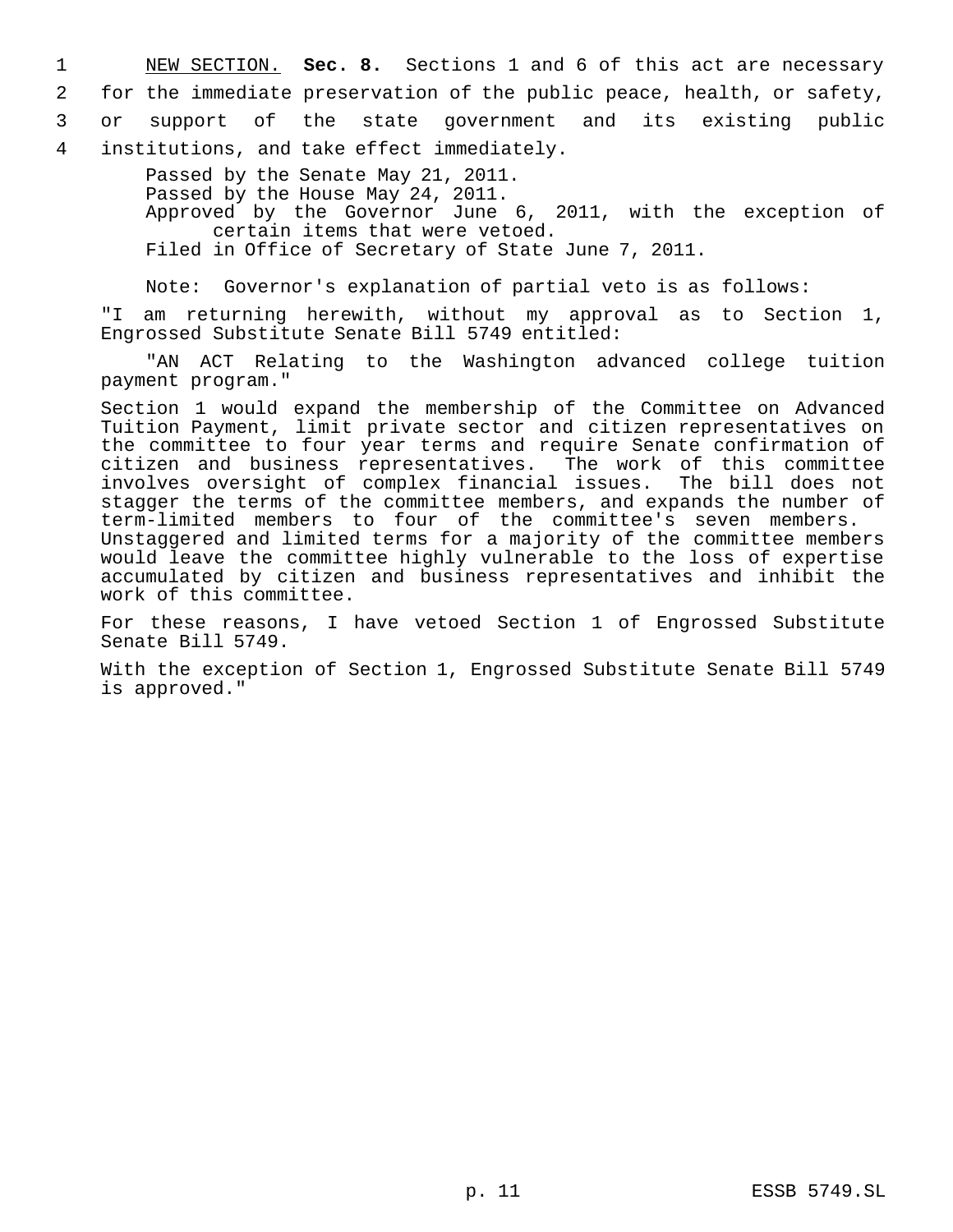NEW SECTION. **Sec. 8.** Sections 1 and 6 of this act are necessary for the immediate preservation of the public peace, health, or safety, or support of the state government and its existing public institutions, and take effect immediately.

Passed by the Senate May 21, 2011.
Passed by the House May 24, 2011.
Approved by the Governor June 6, 2011, with the exception of certain items that were vetoed.
Filed in Office of Secretary of State June 7, 2011.

Note: Governor's explanation of partial veto is as follows:

"I am returning herewith, without my approval as to Section 1, Engrossed Substitute Senate Bill 5749 entitled:

"AN ACT Relating to the Washington advanced college tuition payment program."

Section 1 would expand the membership of the Committee on Advanced Tuition Payment, limit private sector and citizen representatives on the committee to four year terms and require Senate confirmation of citizen and business representatives. The work of this committee involves oversight of complex financial issues. The bill does not stagger the terms of the committee members, and expands the number of term-limited members to four of the committee's seven members. Unstaggered and limited terms for a majority of the committee members would leave the committee highly vulnerable to the loss of expertise accumulated by citizen and business representatives and inhibit the work of this committee.

For these reasons, I have vetoed Section 1 of Engrossed Substitute Senate Bill 5749.

With the exception of Section 1, Engrossed Substitute Senate Bill 5749 is approved."